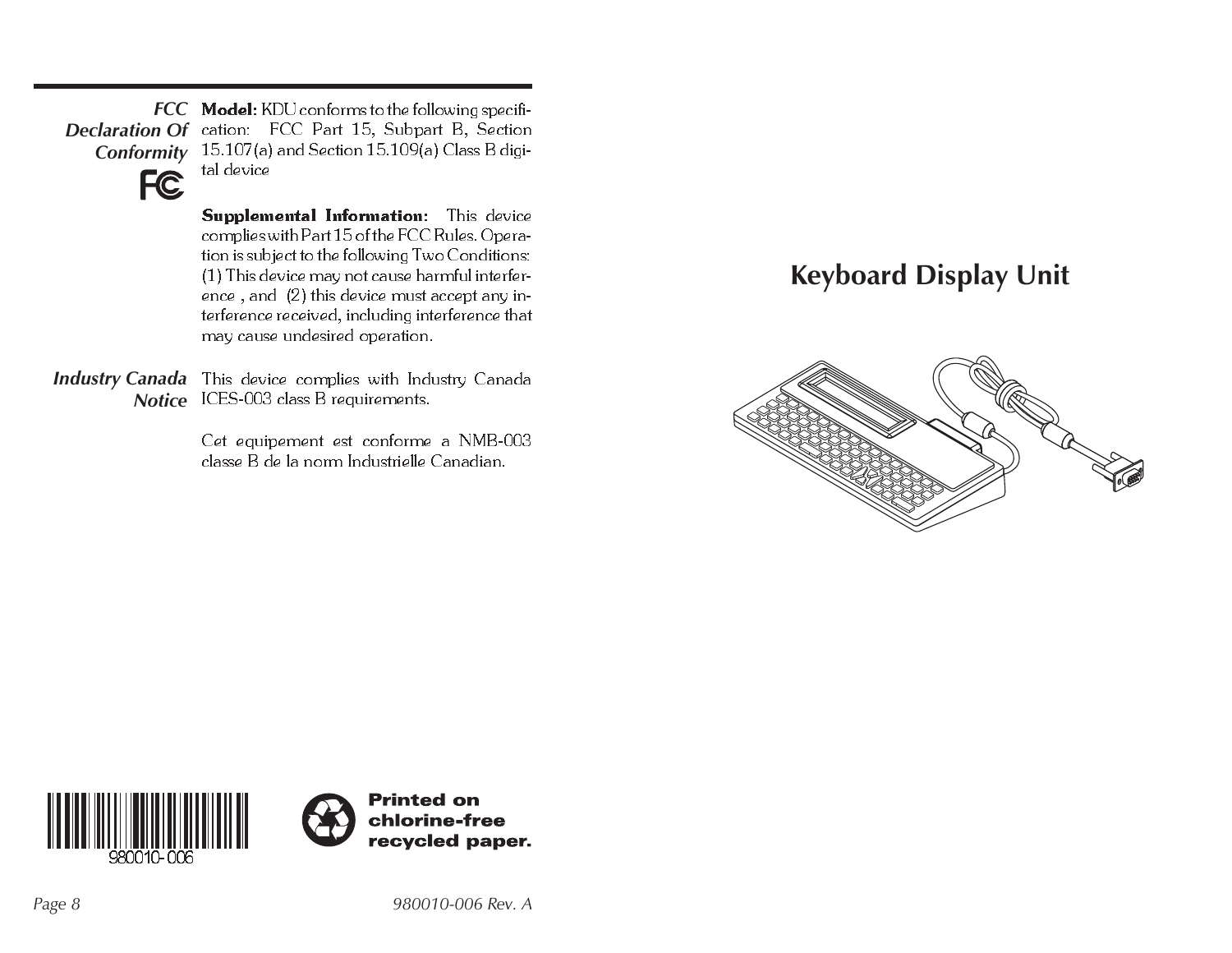**FCC Declaration Of Conformity**

**Model:** KDU conforms to the following specification: FCC Part 15, Subpart B, Section 15.107(a) and Section 15.109(a) Class B digital device

**Supplemental Information:** This device complies with Part 15 of the FCC Rules. Operation is subject to the following Two Conditions: (1) This device may not cause harmful interference , and (2) this device must accept any interference received, including interference that may cause undesired operation.

**Industry Canada Notice**

This device complies with Industry Canada ICES-003 class B requirements.

Cet equipement est conforme a NMB-003 classe B de la norm Industrielle Canadian.

980010-006

**Printed on chlorine-free recycled paper.**

980010-006 Rev. A

# Keyboard Display Unit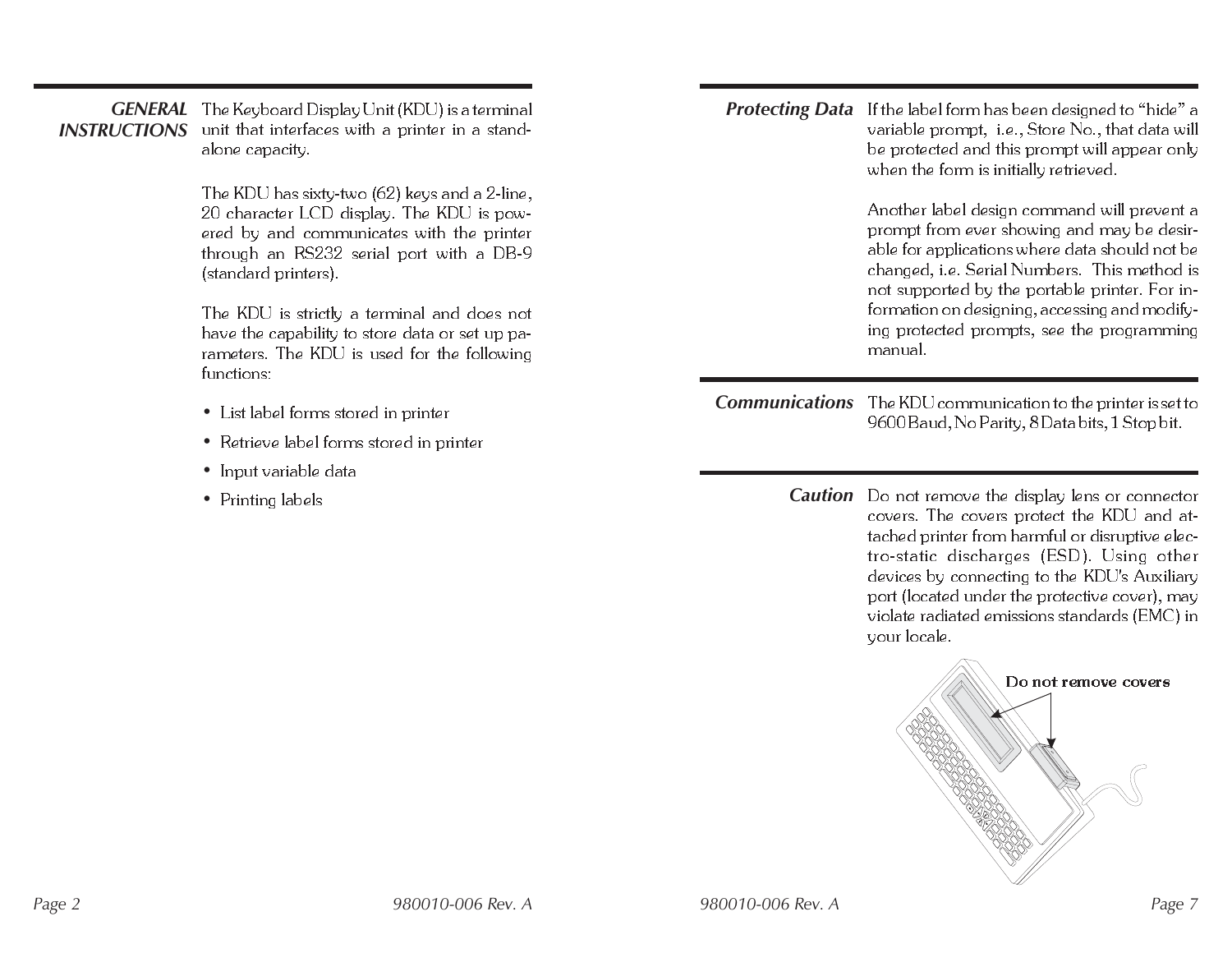## GENERAL INSTRUCTIONS

The Keyboard Display Unit (KDU) is a terminal unit that interfaces with a printer in a stand-alone capacity.

The KDU has sixty-two (62) keys and a 2-line, 20 character LCD display. The KDU is powered by and communicates with the printer through an RS232 serial port with a DB-9 (standard printers).

The KDU is strictly a terminal and does not have the capability to store data or set up parameters. The KDU is used for the following functions:

- List label forms stored in printer
- Retrieve label forms stored in printer
- Input variable data
- Printing labels

## Protecting Data

If the label form has been designed to "hide" a variable prompt, i.e., Store No., that data will be protected and this prompt will appear only when the form is initially retrieved.

Another label design command will prevent a prompt from ever showing and may be desirable for applications where data should not be changed, i.e. Serial Numbers. This method is not supported by the portable printer. For information on designing, accessing and modifying protected prompts, see the programming manual.

## Communications

The KDU communication to the printer is set to 9600 Baud, No Parity, 8 Data bits, 1 Stop bit.

## Caution

Do not remove the display lens or connector covers. The covers protect the KDU and attached printer from harmful or disruptive electro-static discharges (ESD). Using other devices by connecting to the KDU's Auxiliary port (located under the protective cover), may violate radiated emissions standards (EMC) in your locale.

Do not remove covers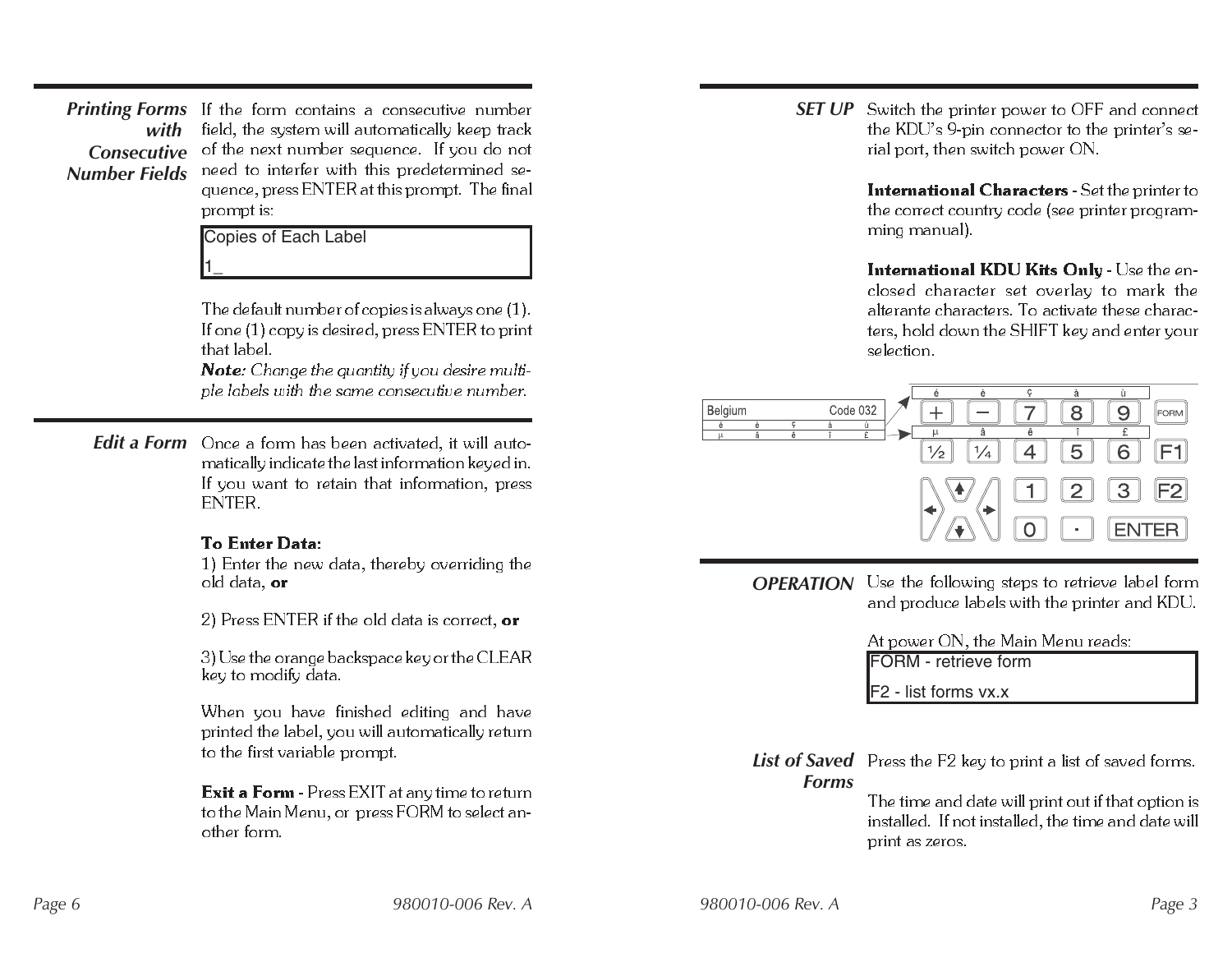## Printing Forms with Consecutive Number Fields

If the form contains a consecutive number field, the system will automatically keep track of the next number sequence. If you do not need to interfer with this predetermined sequence, press ENTER at this prompt. The final prompt is:

```
Copies of Each Label
1_
```

The default number of copies is always one (1). If one (1) copy is desired, press ENTER to print that label.

***Note:*** *Change the quantity if you desire multiple labels with the same consecutive number.*

## Edit a Form

Once a form has been activated, it will automatically indicate the last information keyed in. If you want to retain that information, press ENTER.

**To Enter Data:**

1) Enter the new data, thereby overriding the old data, **or**

2) Press ENTER if the old data is correct, **or**

3) Use the orange backspace key or the CLEAR key to modify data.

When you have finished editing and have printed the label, you will automatically return to the first variable prompt.

**Exit a Form** - Press EXIT at any time to return to the Main Menu, or press FORM to select another form.

## SET UP

Switch the printer power to OFF and connect the KDU's 9-pin connector to the printer's serial port, then switch power ON.

**International Characters** - Set the printer to the correct country code (see printer programming manual).

**International KDU Kits Only** - Use the enclosed character set overlay to mark the alterante characters. To activate these characters, hold down the SHIFT key and enter your selection.

Belgium Code 032

| é | è | ç | à | ù |
|---|---|---|---|---|
| µ | â | ê | î | £ |

| é | è | ç | à | ù | |
|---|---|---|---|---|---|
| + | − | 7 | 8 | 9 | FORM |
| µ | â | ê | î | £ | |
| ½ | ¼ | 4 | 5 | 6 | F1 |
| ▲ | | 1 | 2 | 3 | F2 |
| ◄ ▼ ► | | 0 | · | ENTER | |

## OPERATION

Use the following steps to retrieve label form and produce labels with the printer and KDU.

At power ON, the Main Menu reads:

```
FORM - retrieve form
F2 - list forms vx.x
```

## List of Saved Forms

Press the F2 key to print a list of saved forms.

The time and date will print out if that option is installed. If not installed, the time and date will print as zeros.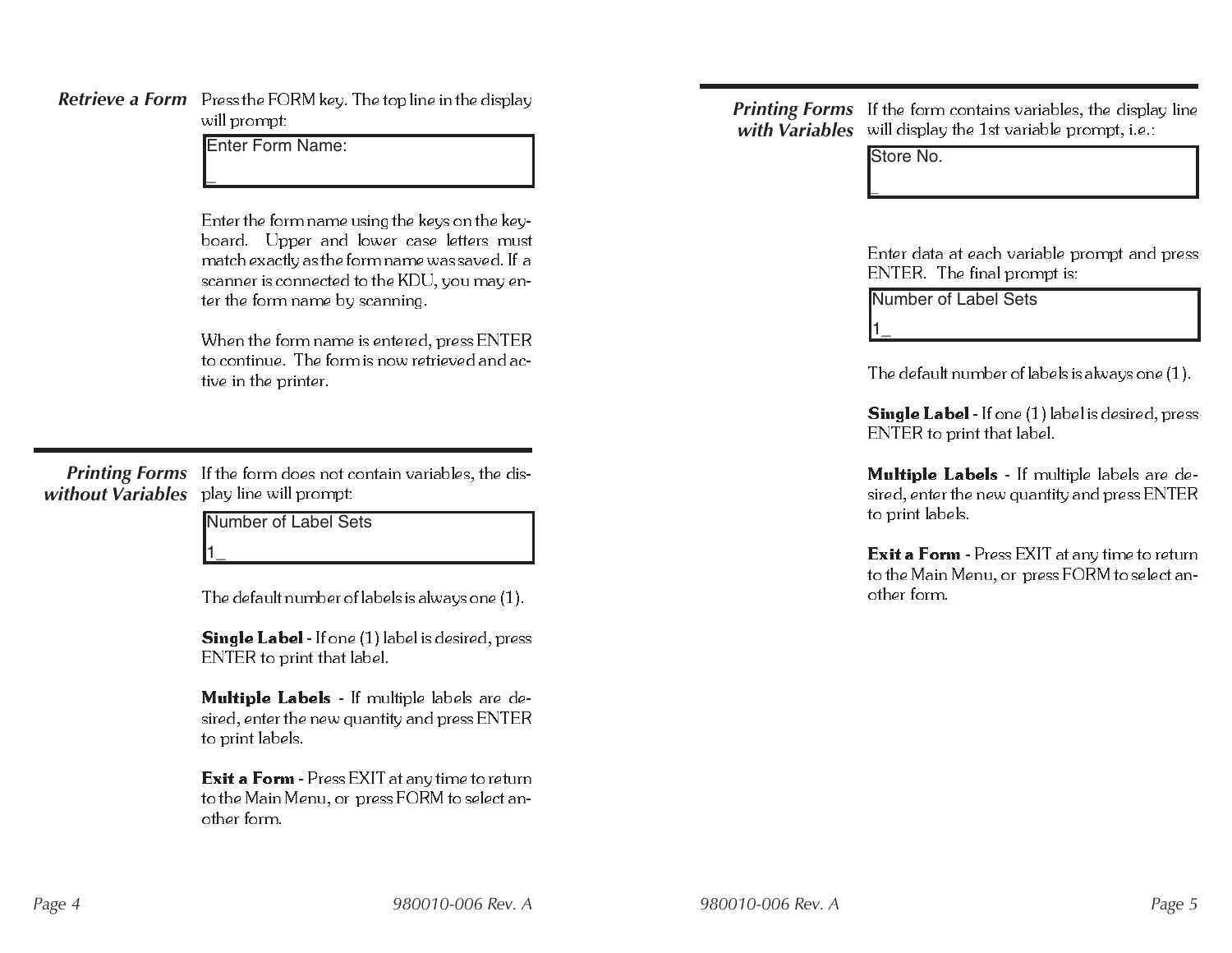## Retrieve a Form

Press the FORM key. The top line in the display will prompt:

```
Enter Form Name:
_
```

Enter the form name using the keys on the keyboard. Upper and lower case letters must match exactly as the form name was saved. If a scanner is connected to the KDU, you may enter the form name by scanning.

When the form name is entered, press ENTER to continue. The form is now retrieved and active in the printer.

## Printing Forms without Variables

If the form does not contain variables, the display line will prompt:

```
Number of Label Sets
1_
```

The default number of labels is always one (1).

**Single Label** - If one (1) label is desired, press ENTER to print that label.

**Multiple Labels** - If multiple labels are desired, enter the new quantity and press ENTER to print labels.

**Exit a Form** - Press EXIT at any time to return to the Main Menu, or press FORM to select another form.

## Printing Forms with Variables

If the form contains variables, the display line will display the 1st variable prompt, i.e.:

```
Store No.
_
```

Enter data at each variable prompt and press ENTER. The final prompt is:

```
Number of Label Sets
1_
```

The default number of labels is always one (1).

**Single Label** - If one (1) label is desired, press ENTER to print that label.

**Multiple Labels** - If multiple labels are desired, enter the new quantity and press ENTER to print labels.

**Exit a Form** - Press EXIT at any time to return to the Main Menu, or press FORM to select another form.